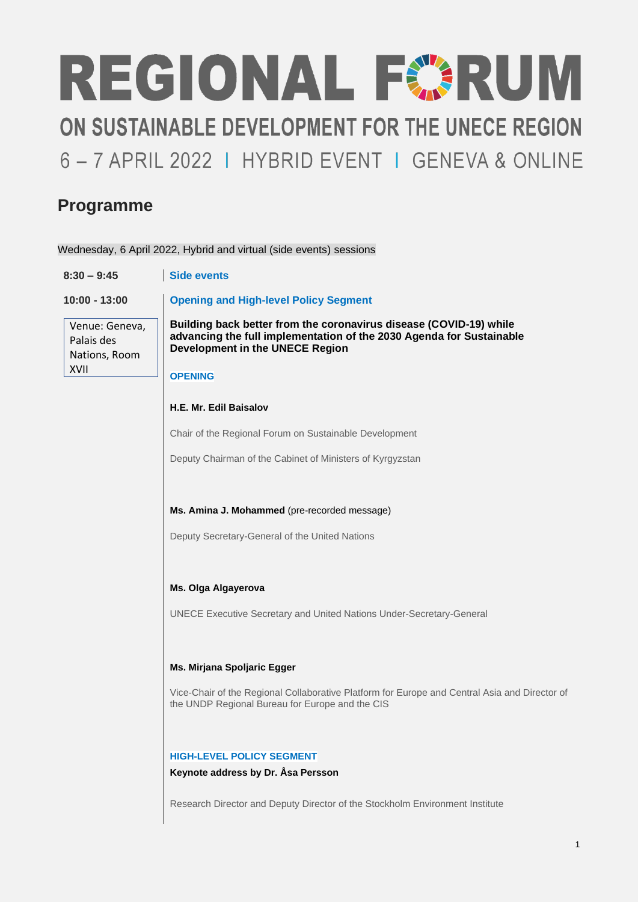# REGIONAL FORUM

## ON SUSTAINABLE DEVELOPMENT FOR THE UNECE REGION

6 – 7 APRIL 2022 | HYBRID EVENT | GENEVA & ONLINE

## Programme

Wednesday, 6 April 2022, Hybrid and virtual (side events) sessions

**8:30 – 9:45** | **Side events**

**10:00 - 13:00** | **Opening and High-level Policy Segment**

Venue: Geneva, Palais des Nations, Room XVII

**Building back better from the coronavirus disease (COVID-19) while advancing the full implementation of the 2030 Agenda for Sustainable Development in the UNECE Region**

**OPENING**

**H.E. Mr. Edil Baisalov**

Chair of the Regional Forum on Sustainable Development

Deputy Chairman of the Cabinet of Ministers of Kyrgyzstan

**Ms. Amina J. Mohammed** (pre-recorded message)

Deputy Secretary-General of the United Nations

**Ms. Olga Algayerova**

UNECE Executive Secretary and United Nations Under-Secretary-General

**Ms. Mirjana Spoljaric Egger**

Vice-Chair of the Regional Collaborative Platform for Europe and Central Asia and Director of the UNDP Regional Bureau for Europe and the CIS

**HIGH-LEVEL POLICY SEGMENT**

**Keynote address by Dr. Åsa Persson**

Research Director and Deputy Director of the Stockholm Environment Institute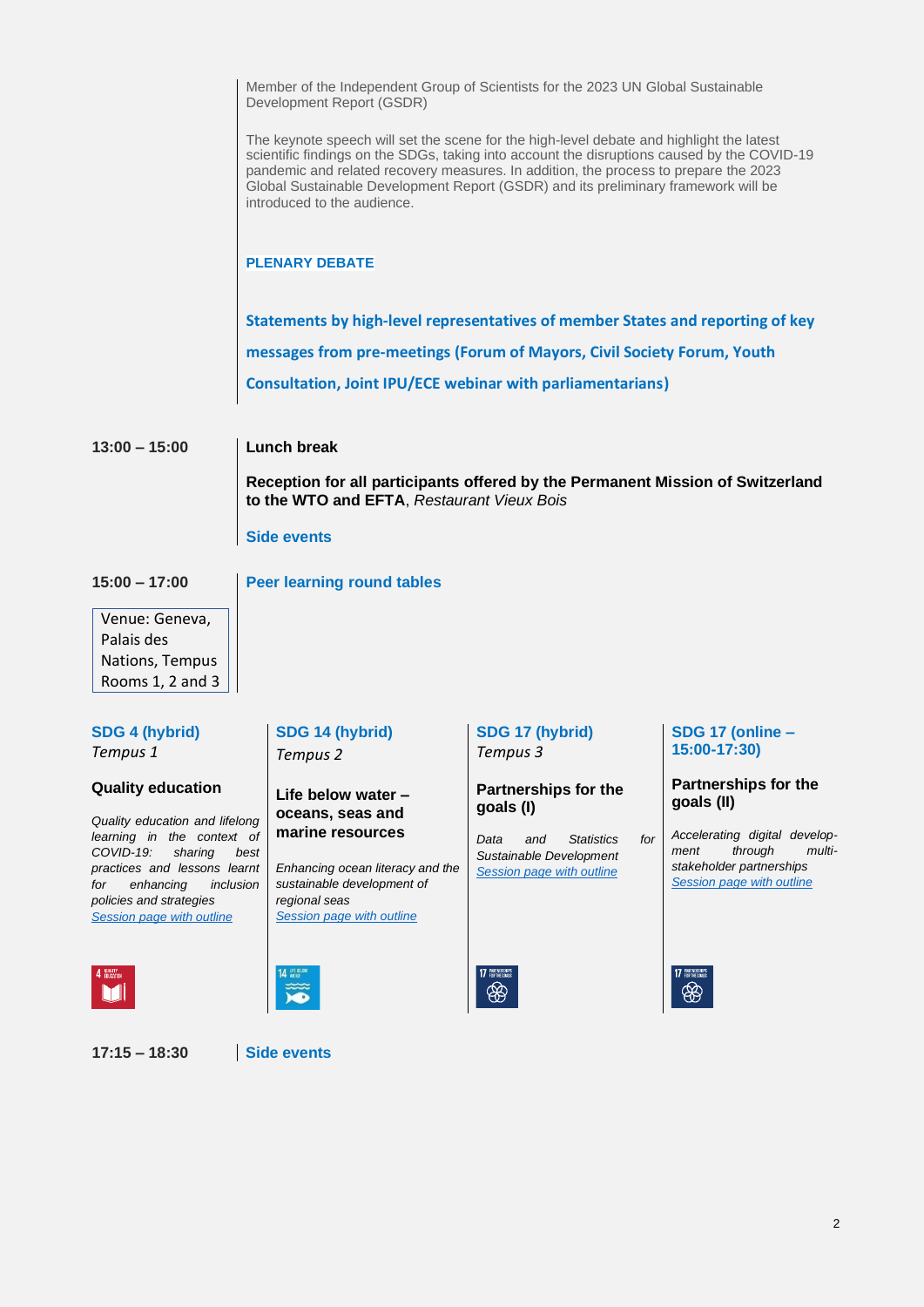Member of the Independent Group of Scientists for the 2023 UN Global Sustainable Development Report (GSDR)

The keynote speech will set the scene for the high-level debate and highlight the latest scientific findings on the SDGs, taking into account the disruptions caused by the COVID-19 pandemic and related recovery measures. In addition, the process to prepare the 2023 Global Sustainable Development Report (GSDR) and its preliminary framework will be introduced to the audience.

**PLENARY DEBATE**

**Statements by high-level representatives of member States and reporting of key messages from pre-meetings (Forum of Mayors, Civil Society Forum, Youth Consultation, Joint IPU/ECE webinar with parliamentarians)**

**13:00 – 15:00**

**Lunch break**

**Reception for all participants offered by the Permanent Mission of Switzerland to the WTO and EFTA**, *Restaurant Vieux Bois*

**Side events**

**15:00 – 17:00**

**Peer learning round tables**

Venue: Geneva, Palais des Nations, Tempus Rooms 1, 2 and 3

**SDG 4 (hybrid)**
*Tempus 1*

**Quality education**

*Quality education and lifelong learning in the context of COVID-19: sharing best practices and lessons learnt for enhancing inclusion policies and strategies*
*Session page with outline*

**SDG 14 (hybrid)**
*Tempus 2*

**Life below water – oceans, seas and marine resources**

*Enhancing ocean literacy and the sustainable development of regional seas*
*Session page with outline*

**SDG 17 (hybrid)**
*Tempus 3*

**Partnerships for the goals (I)**

*Data and Statistics for Sustainable Development*
*Session page with outline*

**SDG 17 (online – 15:00-17:30)**

**Partnerships for the goals (II)**

*Accelerating digital development through multi-stakeholder partnerships*
*Session page with outline*

**17:15 – 18:30**

**Side events**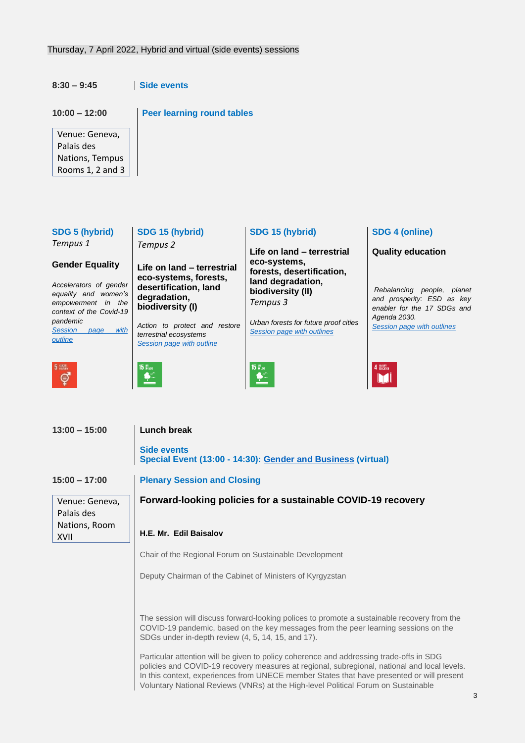Thursday, 7 April 2022, Hybrid and virtual (side events) sessions

**8:30 – 9:45** | **Side events**

**10:00 – 12:00** | **Peer learning round tables**

Venue: Geneva, Palais des Nations, Tempus Rooms 1, 2 and 3

**SDG 5 (hybrid)**
*Tempus 1*

**Gender Equality**

*Accelerators of gender equality and women's empowerment in the context of the Covid-19 pandemic*
*Session page with outline*

**SDG 15 (hybrid)**
*Tempus 2*

**Life on land – terrestrial eco-systems, forests, desertification, land degradation, biodiversity (I)**

*Action to protect and restore terrestrial ecosystems*
*Session page with outline*

**SDG 15 (hybrid)**

**Life on land – terrestrial eco-systems, forests, desertification, land degradation, biodiversity (II)**
*Tempus 3*

*Urban forests for future proof cities*
*Session page with outlines*

**SDG 4 (online)**

**Quality education**

*Rebalancing people, planet and prosperity: ESD as key enabler for the 17 SDGs and Agenda 2030.*
*Session page with outlines*

**13:00 – 15:00** | **Lunch break**

**Side events**
**Special Event (13:00 - 14:30): Gender and Business (virtual)**

**15:00 – 17:00** | **Plenary Session and Closing**

Venue: Geneva, Palais des Nations, Room XVII

**Forward-looking policies for a sustainable COVID-19 recovery**

**H.E. Mr. Edil Baisalov**

Chair of the Regional Forum on Sustainable Development

Deputy Chairman of the Cabinet of Ministers of Kyrgyzstan

The session will discuss forward-looking polices to promote a sustainable recovery from the COVID-19 pandemic, based on the key messages from the peer learning sessions on the SDGs under in-depth review (4, 5, 14, 15, and 17).

Particular attention will be given to policy coherence and addressing trade-offs in SDG policies and COVID-19 recovery measures at regional, subregional, national and local levels. In this context, experiences from UNECE member States that have presented or will present Voluntary National Reviews (VNRs) at the High-level Political Forum on Sustainable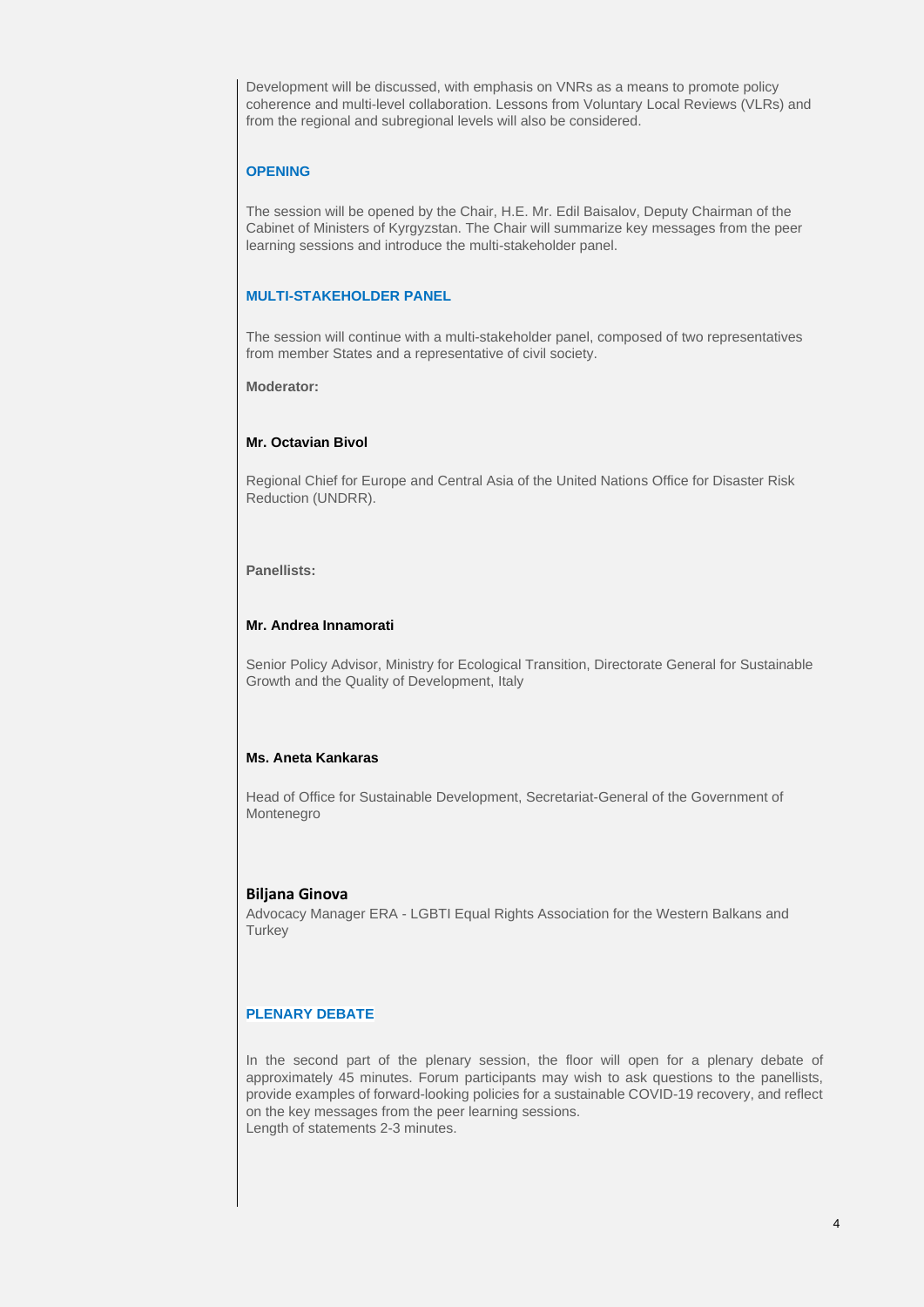Development will be discussed, with emphasis on VNRs as a means to promote policy coherence and multi-level collaboration. Lessons from Voluntary Local Reviews (VLRs) and from the regional and subregional levels will also be considered.

## OPENING

The session will be opened by the Chair, H.E. Mr. Edil Baisalov, Deputy Chairman of the Cabinet of Ministers of Kyrgyzstan. The Chair will summarize key messages from the peer learning sessions and introduce the multi-stakeholder panel.

## MULTI-STAKEHOLDER PANEL

The session will continue with a multi-stakeholder panel, composed of two representatives from member States and a representative of civil society.

**Moderator:**

**Mr. Octavian Bivol**

Regional Chief for Europe and Central Asia of the United Nations Office for Disaster Risk Reduction (UNDRR).

**Panellists:**

**Mr. Andrea Innamorati**

Senior Policy Advisor, Ministry for Ecological Transition, Directorate General for Sustainable Growth and the Quality of Development, Italy

**Ms. Aneta Kankaras**

Head of Office for Sustainable Development, Secretariat-General of the Government of Montenegro

**Biljana Ginova**

Advocacy Manager ERA - LGBTI Equal Rights Association for the Western Balkans and Turkey

## PLENARY DEBATE

In the second part of the plenary session, the floor will open for a plenary debate of approximately 45 minutes. Forum participants may wish to ask questions to the panellists, provide examples of forward-looking policies for a sustainable COVID-19 recovery, and reflect on the key messages from the peer learning sessions.
Length of statements 2-3 minutes.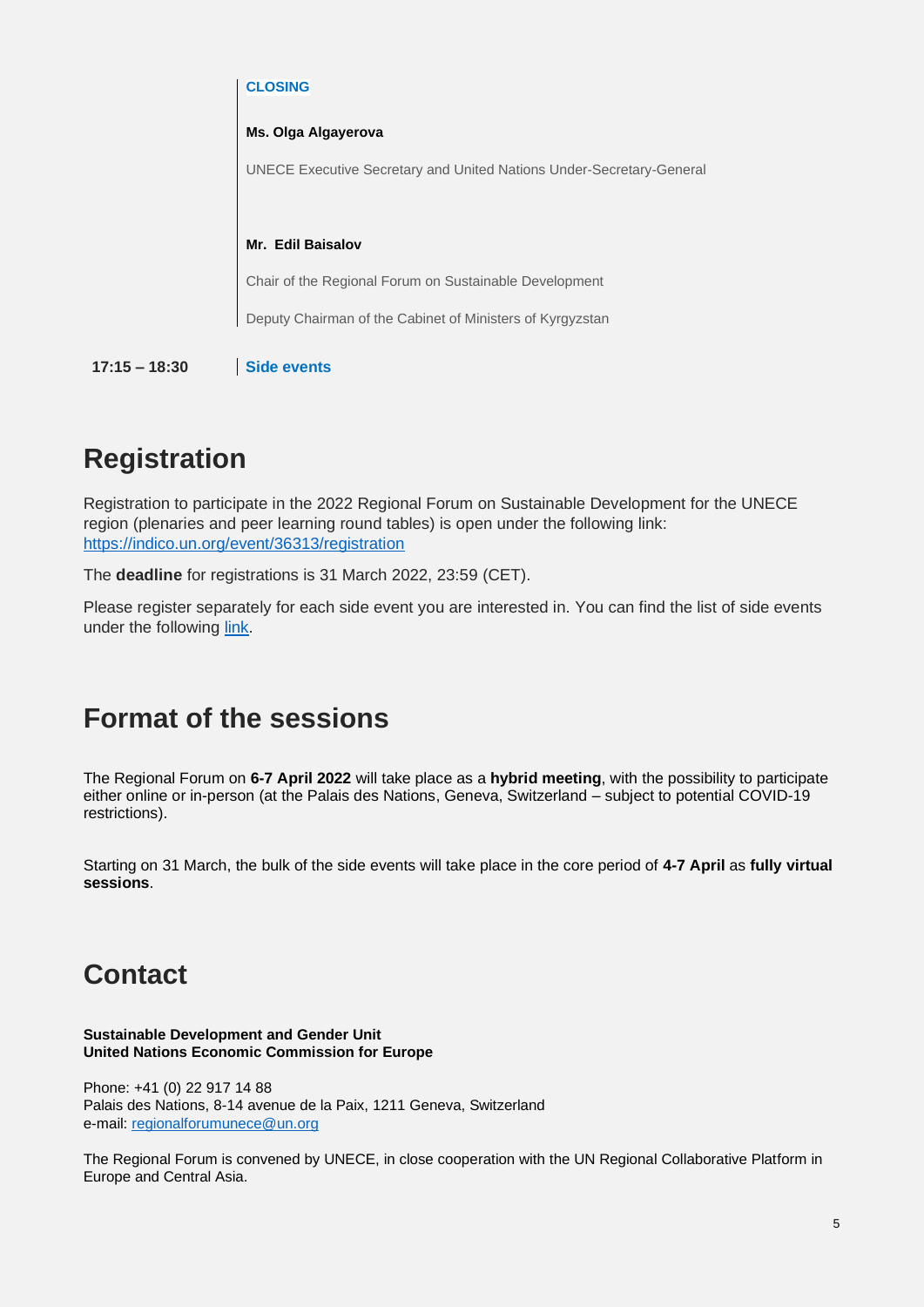**CLOSING**

**Ms. Olga Algayerova**

UNECE Executive Secretary and United Nations Under-Secretary-General

**Mr. Edil Baisalov**

Chair of the Regional Forum on Sustainable Development

Deputy Chairman of the Cabinet of Ministers of Kyrgyzstan

**17:15 – 18:30** **Side events**

# Registration

Registration to participate in the 2022 Regional Forum on Sustainable Development for the UNECE region (plenaries and peer learning round tables) is open under the following link: [https://indico.un.org/event/36313/registration](https://indico.un.org/event/36313/registration)

The **deadline** for registrations is 31 March 2022, 23:59 (CET).

Please register separately for each side event you are interested in. You can find the list of side events under the following link.

# Format of the sessions

The Regional Forum on **6-7 April 2022** will take place as a **hybrid meeting**, with the possibility to participate either online or in-person (at the Palais des Nations, Geneva, Switzerland – subject to potential COVID-19 restrictions).

Starting on 31 March, the bulk of the side events will take place in the core period of **4-7 April** as **fully virtual sessions**.

# Contact

**Sustainable Development and Gender Unit**
**United Nations Economic Commission for Europe**

Phone: +41 (0) 22 917 14 88
Palais des Nations, 8-14 avenue de la Paix, 1211 Geneva, Switzerland
e-mail: regionalforumunece@un.org

The Regional Forum is convened by UNECE, in close cooperation with the UN Regional Collaborative Platform in Europe and Central Asia.